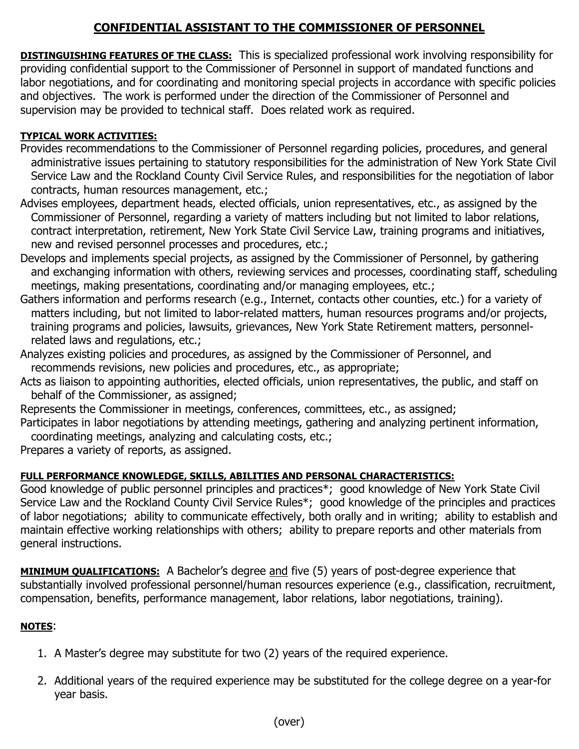# CONFIDENTIAL ASSISTANT TO THE COMMISSIONER OF PERSONNEL

**DISTINGUISHING FEATURES OF THE CLASS:** This is specialized professional work involving responsibility for providing confidential support to the Commissioner of Personnel in support of mandated functions and labor negotiations, and for coordinating and monitoring special projects in accordance with specific policies and objectives. The work is performed under the direction of the Commissioner of Personnel and supervision may be provided to technical staff. Does related work as required.

**TYPICAL WORK ACTIVITIES:**

Provides recommendations to the Commissioner of Personnel regarding policies, procedures, and general administrative issues pertaining to statutory responsibilities for the administration of New York State Civil Service Law and the Rockland County Civil Service Rules, and responsibilities for the negotiation of labor contracts, human resources management, etc.;

Advises employees, department heads, elected officials, union representatives, etc., as assigned by the Commissioner of Personnel, regarding a variety of matters including but not limited to labor relations, contract interpretation, retirement, New York State Civil Service Law, training programs and initiatives, new and revised personnel processes and procedures, etc.;

Develops and implements special projects, as assigned by the Commissioner of Personnel, by gathering and exchanging information with others, reviewing services and processes, coordinating staff, scheduling meetings, making presentations, coordinating and/or managing employees, etc.;

Gathers information and performs research (e.g., Internet, contacts other counties, etc.) for a variety of matters including, but not limited to labor-related matters, human resources programs and/or projects, training programs and policies, lawsuits, grievances, New York State Retirement matters, personnel-related laws and regulations, etc.;

Analyzes existing policies and procedures, as assigned by the Commissioner of Personnel, and recommends revisions, new policies and procedures, etc., as appropriate;

Acts as liaison to appointing authorities, elected officials, union representatives, the public, and staff on behalf of the Commissioner, as assigned;

Represents the Commissioner in meetings, conferences, committees, etc., as assigned;

Participates in labor negotiations by attending meetings, gathering and analyzing pertinent information, coordinating meetings, analyzing and calculating costs, etc.;

Prepares a variety of reports, as assigned.

**FULL PERFORMANCE KNOWLEDGE, SKILLS, ABILITIES AND PERSONAL CHARACTERISTICS:**

Good knowledge of public personnel principles and practices*; good knowledge of New York State Civil Service Law and the Rockland County Civil Service Rules*; good knowledge of the principles and practices of labor negotiations; ability to communicate effectively, both orally and in writing; ability to establish and maintain effective working relationships with others; ability to prepare reports and other materials from general instructions.

**MINIMUM QUALIFICATIONS:** A Bachelor's degree <u>and</u> five (5) years of post-degree experience that substantially involved professional personnel/human resources experience (e.g., classification, recruitment, compensation, benefits, performance management, labor relations, labor negotiations, training).

**NOTES**:

1. A Master's degree may substitute for two (2) years of the required experience.

2. Additional years of the required experience may be substituted for the college degree on a year-for year basis.

(over)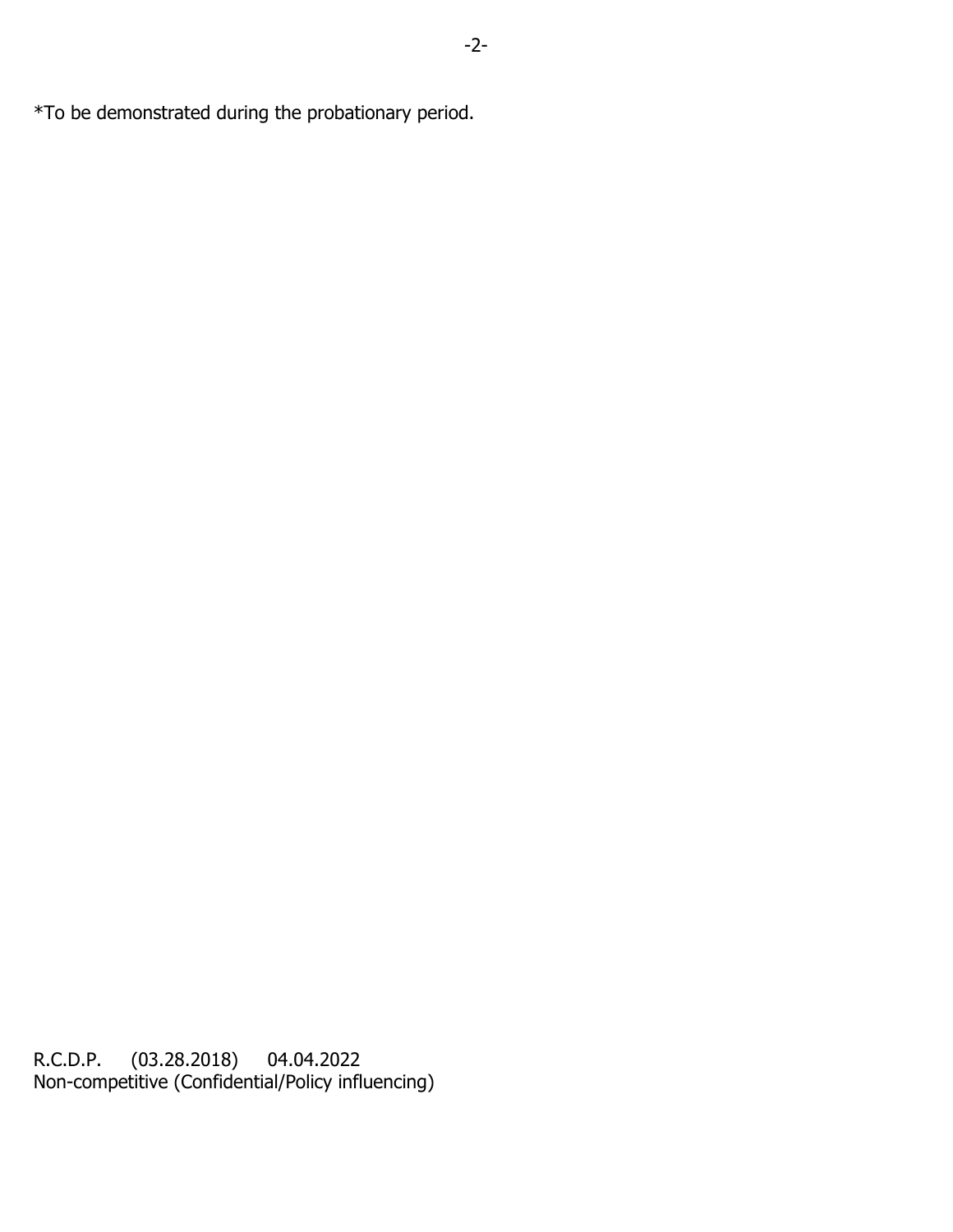*To be demonstrated during the probationary period.

R.C.D.P. (03.28.2018) 04.04.2022
Non-competitive (Confidential/Policy influencing)